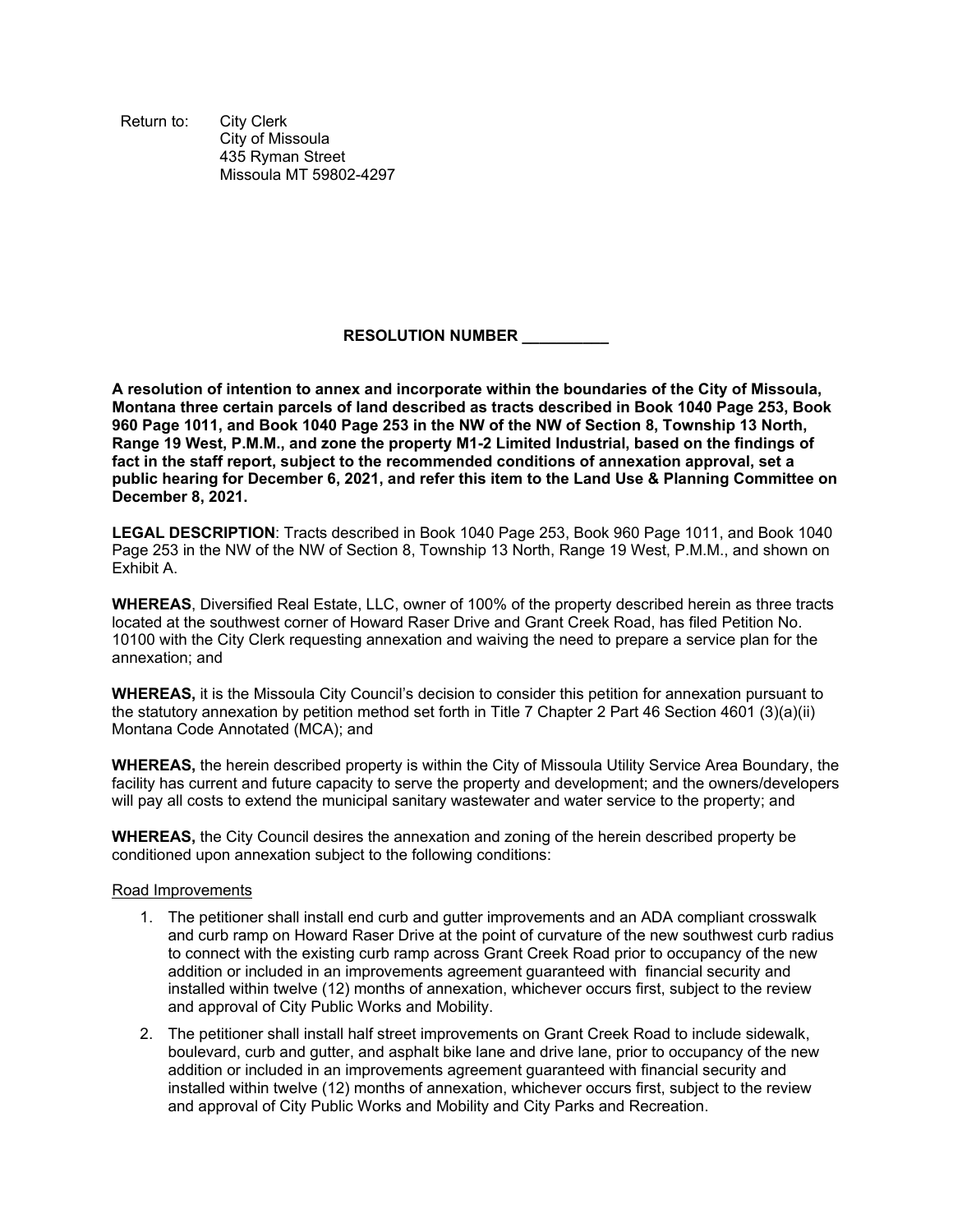Return to: City Clerk
City of Missoula
435 Ryman Street
Missoula MT 59802-4297

**RESOLUTION NUMBER __________**

**A resolution of intention to annex and incorporate within the boundaries of the City of Missoula, Montana three certain parcels of land described as tracts described in Book 1040 Page 253, Book 960 Page 1011, and Book 1040 Page 253 in the NW of the NW of Section 8, Township 13 North, Range 19 West, P.M.M., and zone the property M1-2 Limited Industrial, based on the findings of fact in the staff report, subject to the recommended conditions of annexation approval, set a public hearing for December 6, 2021, and refer this item to the Land Use & Planning Committee on December 8, 2021.**

**LEGAL DESCRIPTION**: Tracts described in Book 1040 Page 253, Book 960 Page 1011, and Book 1040 Page 253 in the NW of the NW of Section 8, Township 13 North, Range 19 West, P.M.M., and shown on Exhibit A.

**WHEREAS**, Diversified Real Estate, LLC, owner of 100% of the property described herein as three tracts located at the southwest corner of Howard Raser Drive and Grant Creek Road, has filed Petition No. 10100 with the City Clerk requesting annexation and waiving the need to prepare a service plan for the annexation; and

**WHEREAS,** it is the Missoula City Council's decision to consider this petition for annexation pursuant to the statutory annexation by petition method set forth in Title 7 Chapter 2 Part 46 Section 4601 (3)(a)(ii) Montana Code Annotated (MCA); and

**WHEREAS,** the herein described property is within the City of Missoula Utility Service Area Boundary, the facility has current and future capacity to serve the property and development; and the owners/developers will pay all costs to extend the municipal sanitary wastewater and water service to the property; and

**WHEREAS,** the City Council desires the annexation and zoning of the herein described property be conditioned upon annexation subject to the following conditions:

Road Improvements

1. The petitioner shall install end curb and gutter improvements and an ADA compliant crosswalk and curb ramp on Howard Raser Drive at the point of curvature of the new southwest curb radius to connect with the existing curb ramp across Grant Creek Road prior to occupancy of the new addition or included in an improvements agreement guaranteed with financial security and installed within twelve (12) months of annexation, whichever occurs first, subject to the review and approval of City Public Works and Mobility.
2. The petitioner shall install half street improvements on Grant Creek Road to include sidewalk, boulevard, curb and gutter, and asphalt bike lane and drive lane, prior to occupancy of the new addition or included in an improvements agreement guaranteed with financial security and installed within twelve (12) months of annexation, whichever occurs first, subject to the review and approval of City Public Works and Mobility and City Parks and Recreation.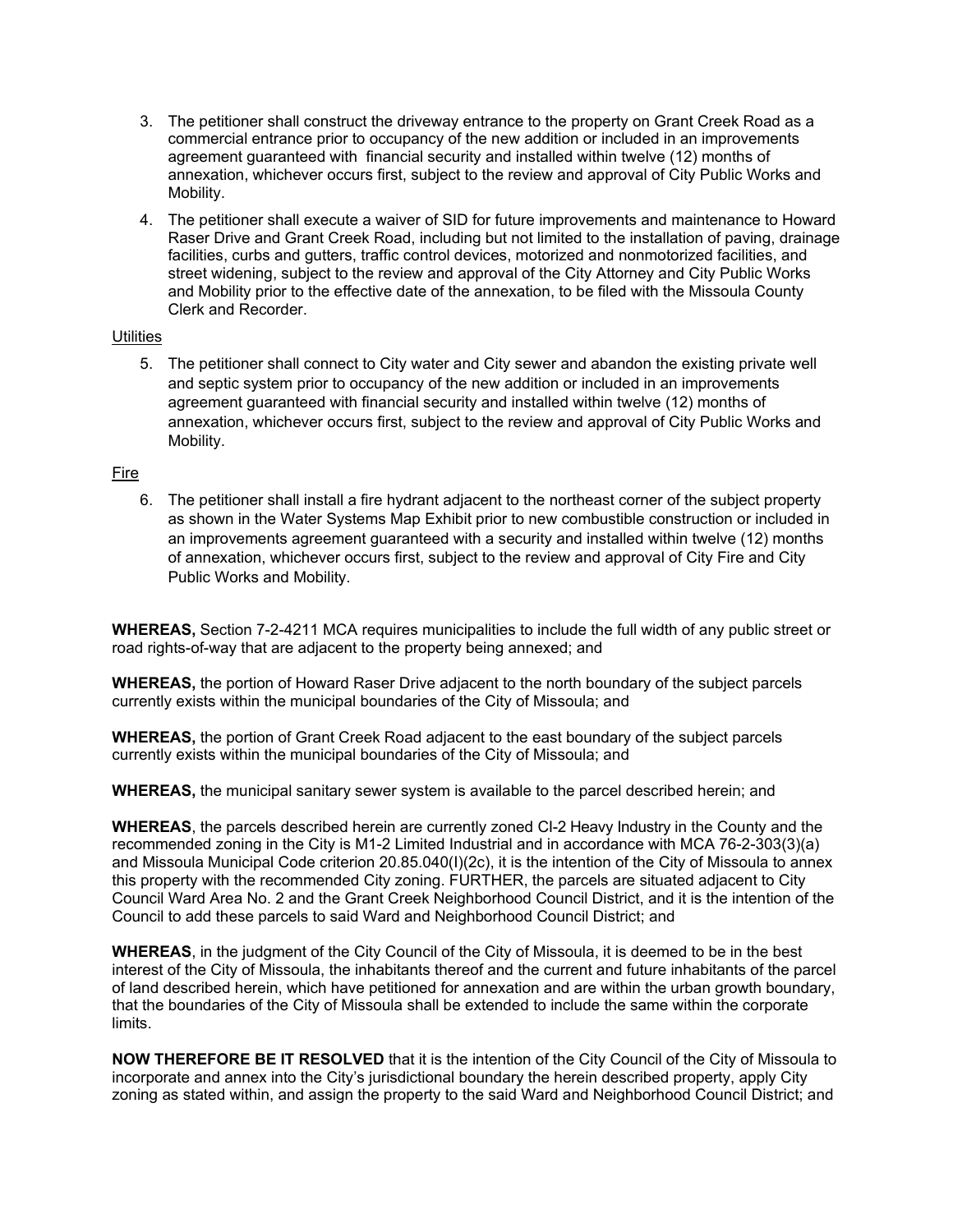3. The petitioner shall construct the driveway entrance to the property on Grant Creek Road as a commercial entrance prior to occupancy of the new addition or included in an improvements agreement guaranteed with financial security and installed within twelve (12) months of annexation, whichever occurs first, subject to the review and approval of City Public Works and Mobility.
4. The petitioner shall execute a waiver of SID for future improvements and maintenance to Howard Raser Drive and Grant Creek Road, including but not limited to the installation of paving, drainage facilities, curbs and gutters, traffic control devices, motorized and nonmotorized facilities, and street widening, subject to the review and approval of the City Attorney and City Public Works and Mobility prior to the effective date of the annexation, to be filed with the Missoula County Clerk and Recorder.

Utilities

5. The petitioner shall connect to City water and City sewer and abandon the existing private well and septic system prior to occupancy of the new addition or included in an improvements agreement guaranteed with financial security and installed within twelve (12) months of annexation, whichever occurs first, subject to the review and approval of City Public Works and Mobility.

Fire

6. The petitioner shall install a fire hydrant adjacent to the northeast corner of the subject property as shown in the Water Systems Map Exhibit prior to new combustible construction or included in an improvements agreement guaranteed with a security and installed within twelve (12) months of annexation, whichever occurs first, subject to the review and approval of City Fire and City Public Works and Mobility.

**WHEREAS,** Section 7-2-4211 MCA requires municipalities to include the full width of any public street or road rights-of-way that are adjacent to the property being annexed; and

**WHEREAS,** the portion of Howard Raser Drive adjacent to the north boundary of the subject parcels currently exists within the municipal boundaries of the City of Missoula; and

**WHEREAS,** the portion of Grant Creek Road adjacent to the east boundary of the subject parcels currently exists within the municipal boundaries of the City of Missoula; and

**WHEREAS,** the municipal sanitary sewer system is available to the parcel described herein; and

**WHEREAS**, the parcels described herein are currently zoned CI-2 Heavy Industry in the County and the recommended zoning in the City is M1-2 Limited Industrial and in accordance with MCA 76-2-303(3)(a) and Missoula Municipal Code criterion 20.85.040(I)(2c), it is the intention of the City of Missoula to annex this property with the recommended City zoning. FURTHER, the parcels are situated adjacent to City Council Ward Area No. 2 and the Grant Creek Neighborhood Council District, and it is the intention of the Council to add these parcels to said Ward and Neighborhood Council District; and

**WHEREAS**, in the judgment of the City Council of the City of Missoula, it is deemed to be in the best interest of the City of Missoula, the inhabitants thereof and the current and future inhabitants of the parcel of land described herein, which have petitioned for annexation and are within the urban growth boundary, that the boundaries of the City of Missoula shall be extended to include the same within the corporate limits.

**NOW THEREFORE BE IT RESOLVED** that it is the intention of the City Council of the City of Missoula to incorporate and annex into the City's jurisdictional boundary the herein described property, apply City zoning as stated within, and assign the property to the said Ward and Neighborhood Council District; and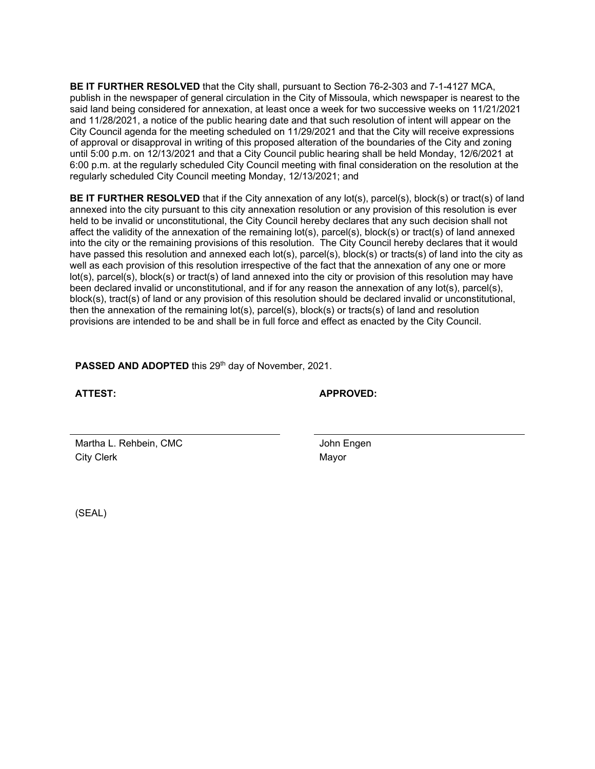**BE IT FURTHER RESOLVED** that the City shall, pursuant to Section 76-2-303 and 7-1-4127 MCA, publish in the newspaper of general circulation in the City of Missoula, which newspaper is nearest to the said land being considered for annexation, at least once a week for two successive weeks on 11/21/2021 and 11/28/2021, a notice of the public hearing date and that such resolution of intent will appear on the City Council agenda for the meeting scheduled on 11/29/2021 and that the City will receive expressions of approval or disapproval in writing of this proposed alteration of the boundaries of the City and zoning until 5:00 p.m. on 12/13/2021 and that a City Council public hearing shall be held Monday, 12/6/2021 at 6:00 p.m. at the regularly scheduled City Council meeting with final consideration on the resolution at the regularly scheduled City Council meeting Monday, 12/13/2021; and

**BE IT FURTHER RESOLVED** that if the City annexation of any lot(s), parcel(s), block(s) or tract(s) of land annexed into the city pursuant to this city annexation resolution or any provision of this resolution is ever held to be invalid or unconstitutional, the City Council hereby declares that any such decision shall not affect the validity of the annexation of the remaining lot(s), parcel(s), block(s) or tract(s) of land annexed into the city or the remaining provisions of this resolution. The City Council hereby declares that it would have passed this resolution and annexed each lot(s), parcel(s), block(s) or tracts(s) of land into the city as well as each provision of this resolution irrespective of the fact that the annexation of any one or more lot(s), parcel(s), block(s) or tract(s) of land annexed into the city or provision of this resolution may have been declared invalid or unconstitutional, and if for any reason the annexation of any lot(s), parcel(s), block(s), tract(s) of land or any provision of this resolution should be declared invalid or unconstitutional, then the annexation of the remaining lot(s), parcel(s), block(s) or tracts(s) of land and resolution provisions are intended to be and shall be in full force and effect as enacted by the City Council.

**PASSED AND ADOPTED** this 29th day of November, 2021.

**ATTEST:**

Martha L. Rehbein, CMC
City Clerk

**APPROVED:**

John Engen
Mayor

(SEAL)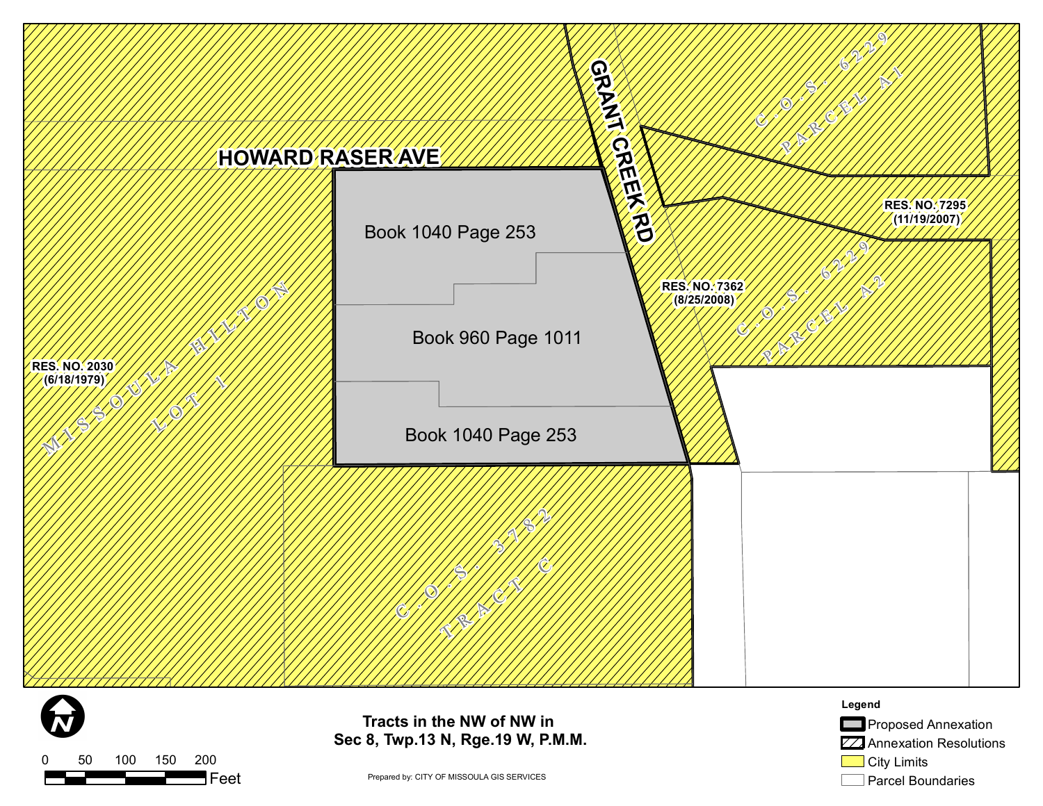HOWARD RASER AVE

GRANT CREEK RD

Book 1040 Page 253

Book 960 Page 1011

Book 1040 Page 253

RES. NO. 2030
(6/18/1979)

MISSOULA HILTON
LOT 1

C.O.S. 6229
PARCEL A1

RES. NO. 7295
(11/19/2007)

RES. NO. 7362
(8/25/2008)

C.O.S. 6229
PARCEL A2

C.O.S. 3782
TRACT C

N

0 50 100 150 200
Feet

**Tracts in the NW of NW in**
**Sec 8, Twp.13 N, Rge.19 W, P.M.M.**

Prepared by: CITY OF MISSOULA GIS SERVICES

**Legend**

Proposed Annexation
Annexation Resolutions
City Limits
Parcel Boundaries